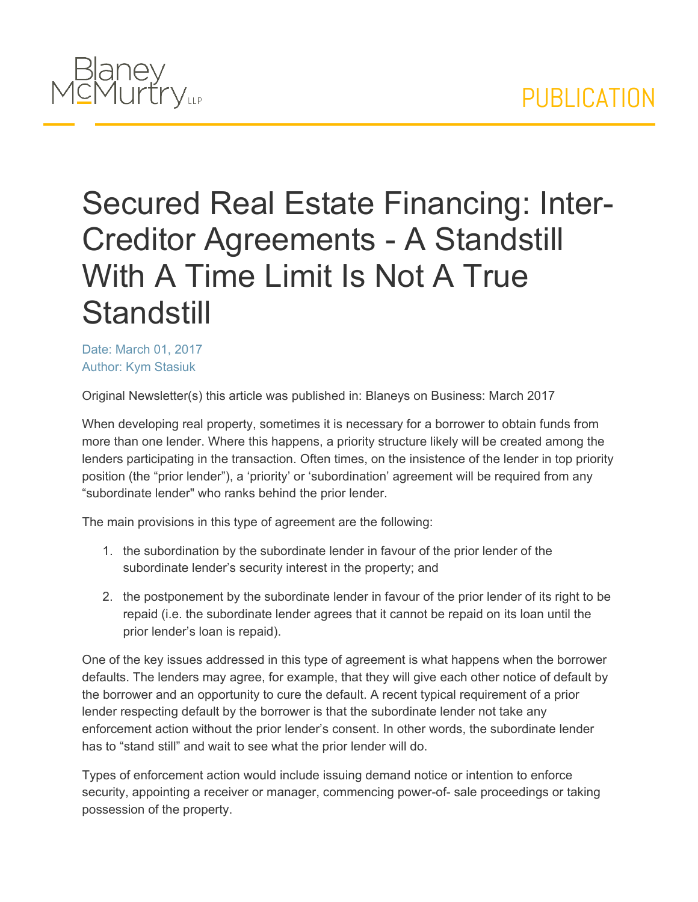# Secured Real Estate Financing: Inter-Creditor Agreements - A Standstill With A Time Limit Is Not A True Standstill

Date: March 01, 2017
Author: Kym Stasiuk

Original Newsletter(s) this article was published in: Blaneys on Business: March 2017

When developing real property, sometimes it is necessary for a borrower to obtain funds from more than one lender. Where this happens, a priority structure likely will be created among the lenders participating in the transaction. Often times, on the insistence of the lender in top priority position (the "prior lender"), a 'priority' or 'subordination' agreement will be required from any "subordinate lender" who ranks behind the prior lender.

The main provisions in this type of agreement are the following:

1. the subordination by the subordinate lender in favour of the prior lender of the subordinate lender's security interest in the property; and
2. the postponement by the subordinate lender in favour of the prior lender of its right to be repaid (i.e. the subordinate lender agrees that it cannot be repaid on its loan until the prior lender's loan is repaid).

One of the key issues addressed in this type of agreement is what happens when the borrower defaults. The lenders may agree, for example, that they will give each other notice of default by the borrower and an opportunity to cure the default. A recent typical requirement of a prior lender respecting default by the borrower is that the subordinate lender not take any enforcement action without the prior lender's consent. In other words, the subordinate lender has to "stand still" and wait to see what the prior lender will do.

Types of enforcement action would include issuing demand notice or intention to enforce security, appointing a receiver or manager, commencing power-of- sale proceedings or taking possession of the property.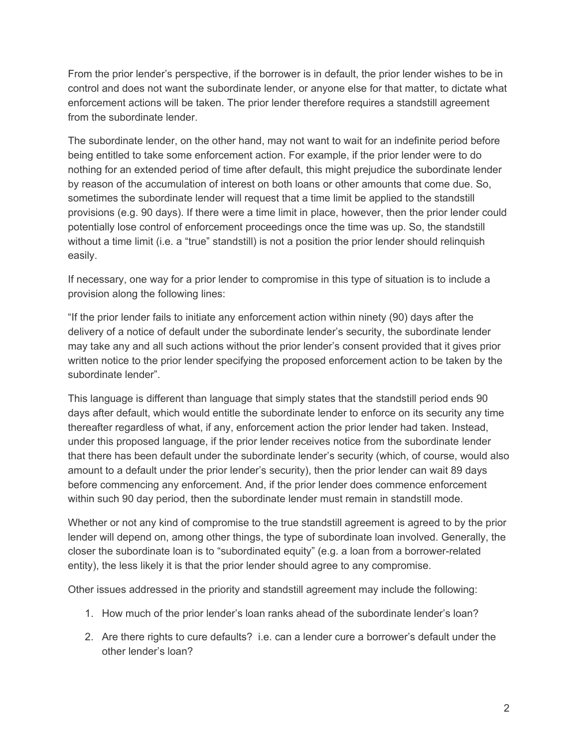From the prior lender's perspective, if the borrower is in default, the prior lender wishes to be in control and does not want the subordinate lender, or anyone else for that matter, to dictate what enforcement actions will be taken. The prior lender therefore requires a standstill agreement from the subordinate lender.

The subordinate lender, on the other hand, may not want to wait for an indefinite period before being entitled to take some enforcement action. For example, if the prior lender were to do nothing for an extended period of time after default, this might prejudice the subordinate lender by reason of the accumulation of interest on both loans or other amounts that come due. So, sometimes the subordinate lender will request that a time limit be applied to the standstill provisions (e.g. 90 days). If there were a time limit in place, however, then the prior lender could potentially lose control of enforcement proceedings once the time was up. So, the standstill without a time limit (i.e. a "true" standstill) is not a position the prior lender should relinquish easily.

If necessary, one way for a prior lender to compromise in this type of situation is to include a provision along the following lines:

"If the prior lender fails to initiate any enforcement action within ninety (90) days after the delivery of a notice of default under the subordinate lender's security, the subordinate lender may take any and all such actions without the prior lender's consent provided that it gives prior written notice to the prior lender specifying the proposed enforcement action to be taken by the subordinate lender".

This language is different than language that simply states that the standstill period ends 90 days after default, which would entitle the subordinate lender to enforce on its security any time thereafter regardless of what, if any, enforcement action the prior lender had taken. Instead, under this proposed language, if the prior lender receives notice from the subordinate lender that there has been default under the subordinate lender's security (which, of course, would also amount to a default under the prior lender's security), then the prior lender can wait 89 days before commencing any enforcement. And, if the prior lender does commence enforcement within such 90 day period, then the subordinate lender must remain in standstill mode.

Whether or not any kind of compromise to the true standstill agreement is agreed to by the prior lender will depend on, among other things, the type of subordinate loan involved. Generally, the closer the subordinate loan is to "subordinated equity" (e.g. a loan from a borrower-related entity), the less likely it is that the prior lender should agree to any compromise.

Other issues addressed in the priority and standstill agreement may include the following:

1. How much of the prior lender's loan ranks ahead of the subordinate lender's loan?
2. Are there rights to cure defaults? i.e. can a lender cure a borrower's default under the other lender's loan?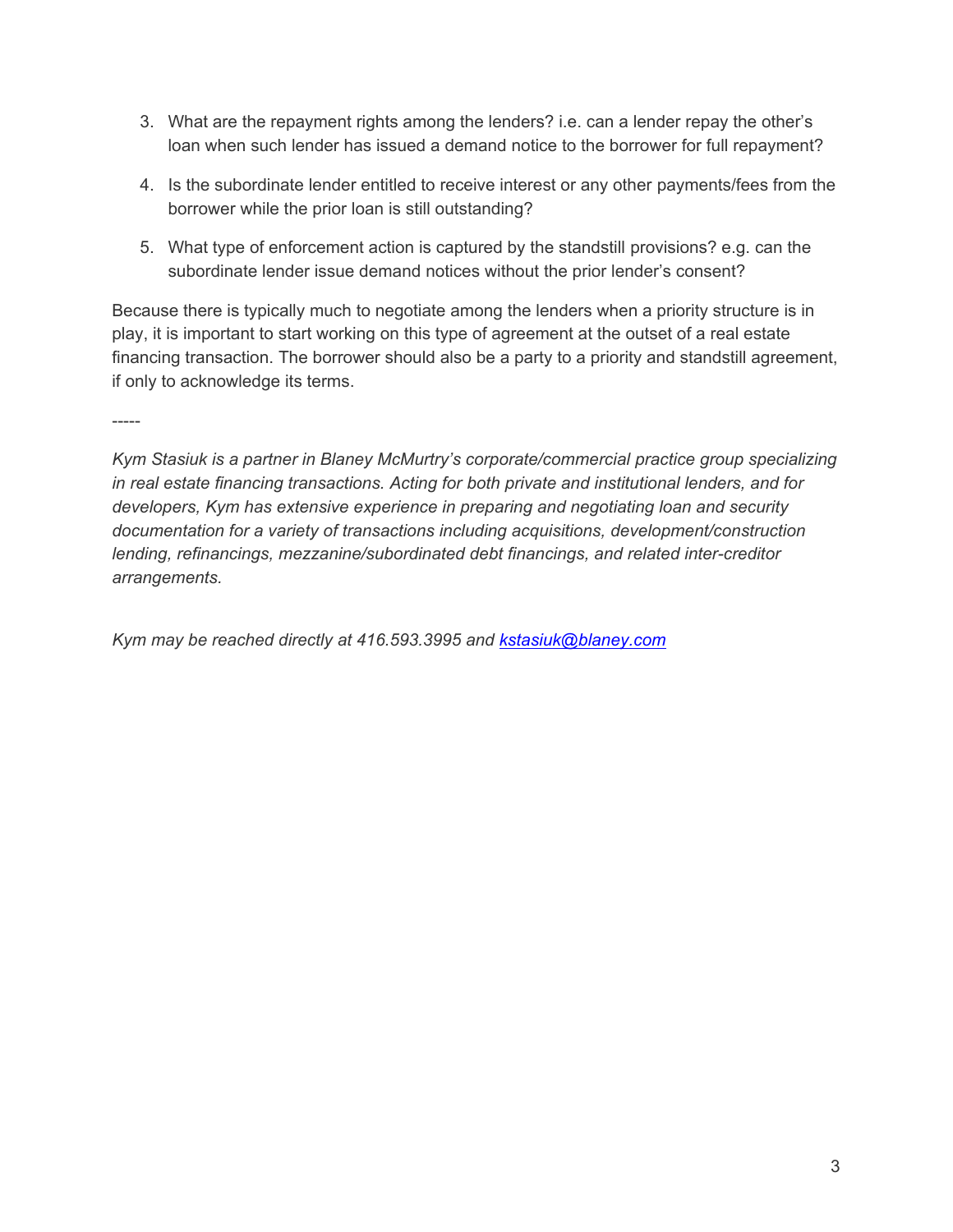3. What are the repayment rights among the lenders? i.e. can a lender repay the other's loan when such lender has issued a demand notice to the borrower for full repayment?

4. Is the subordinate lender entitled to receive interest or any other payments/fees from the borrower while the prior loan is still outstanding?

5. What type of enforcement action is captured by the standstill provisions? e.g. can the subordinate lender issue demand notices without the prior lender's consent?

Because there is typically much to negotiate among the lenders when a priority structure is in play, it is important to start working on this type of agreement at the outset of a real estate financing transaction. The borrower should also be a party to a priority and standstill agreement, if only to acknowledge its terms.

-----

*Kym Stasiuk is a partner in Blaney McMurtry's corporate/commercial practice group specializing in real estate financing transactions. Acting for both private and institutional lenders, and for developers, Kym has extensive experience in preparing and negotiating loan and security documentation for a variety of transactions including acquisitions, development/construction lending, refinancings, mezzanine/subordinated debt financings, and related inter-creditor arrangements.*

*Kym may be reached directly at 416.593.3995 and [kstasiuk@blaney.com](mailto:kstasiuk@blaney.com)*